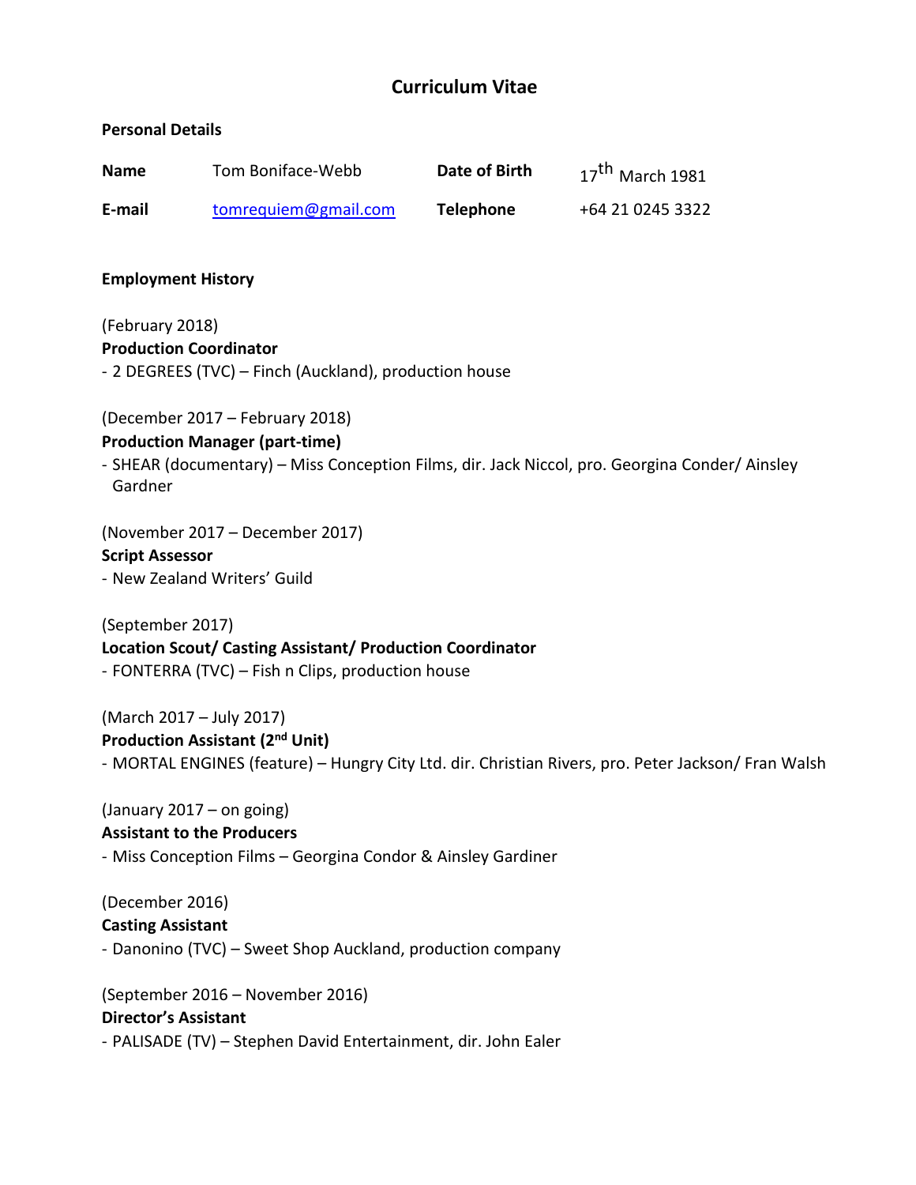# Curriculum Vitae

**Personal Details**

| **Name** | Tom Boniface-Webb | **Date of Birth** | 17th March 1981 |
|---|---|---|---|
| **E-mail** | tomrequiem@gmail.com | **Telephone** | +64 21 0245 3322 |

**Employment History**

(February 2018)
**Production Coordinator**
- 2 DEGREES (TVC) – Finch (Auckland), production house

(December 2017 – February 2018)
**Production Manager (part-time)**
- SHEAR (documentary) – Miss Conception Films, dir. Jack Niccol, pro. Georgina Conder/ Ainsley Gardner

(November 2017 – December 2017)
**Script Assessor**
- New Zealand Writers' Guild

(September 2017)
**Location Scout/ Casting Assistant/ Production Coordinator**
- FONTERRA (TVC) – Fish n Clips, production house

(March 2017 – July 2017)
**Production Assistant (2nd Unit)**
- MORTAL ENGINES (feature) – Hungry City Ltd. dir. Christian Rivers, pro. Peter Jackson/ Fran Walsh

(January 2017 – on going)
**Assistant to the Producers**
- Miss Conception Films – Georgina Condor & Ainsley Gardiner

(December 2016)
**Casting Assistant**
- Danonino (TVC) – Sweet Shop Auckland, production company

(September 2016 – November 2016)
**Director's Assistant**
- PALISADE (TV) – Stephen David Entertainment, dir. John Ealer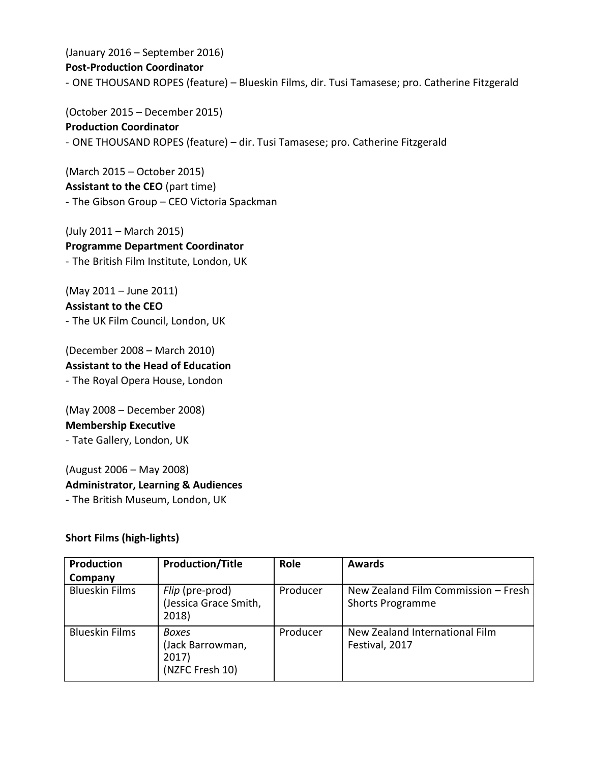(January 2016 – September 2016)
**Post-Production Coordinator**
- ONE THOUSAND ROPES (feature) – Blueskin Films, dir. Tusi Tamasese; pro. Catherine Fitzgerald

(October 2015 – December 2015)
**Production Coordinator**
- ONE THOUSAND ROPES (feature) – dir. Tusi Tamasese; pro. Catherine Fitzgerald

(March 2015 – October 2015)
**Assistant to the CEO** (part time)
- The Gibson Group – CEO Victoria Spackman

(July 2011 – March 2015)
**Programme Department Coordinator**
- The British Film Institute, London, UK

(May 2011 – June 2011)
**Assistant to the CEO**
- The UK Film Council, London, UK

(December 2008 – March 2010)
**Assistant to the Head of Education**
- The Royal Opera House, London

(May 2008 – December 2008)
**Membership Executive**
- Tate Gallery, London, UK

(August 2006 – May 2008)
**Administrator, Learning & Audiences**
- The British Museum, London, UK

**Short Films (high-lights)**

| **Production Company** | **Production/Title** | **Role** | **Awards** |
|---|---|---|---|
| Blueskin Films | *Flip* (pre-prod) (Jessica Grace Smith, 2018) | Producer | New Zealand Film Commission – Fresh Shorts Programme |
| Blueskin Films | *Boxes* (Jack Barrowman, 2017) (NZFC Fresh 10) | Producer | New Zealand International Film Festival, 2017 |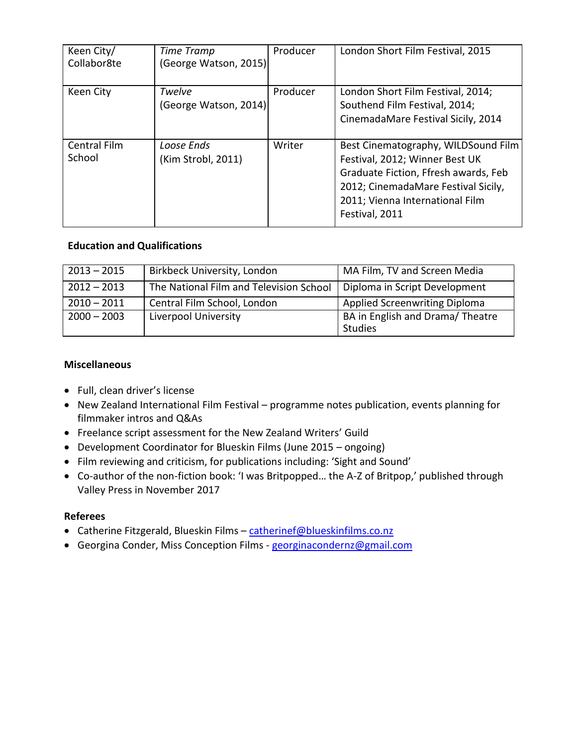| | | | |
|---|---|---|---|
| Keen City/ Collabor8te | *Time Tramp* (George Watson, 2015) | Producer | London Short Film Festival, 2015 |
| Keen City | *Twelve* (George Watson, 2014) | Producer | London Short Film Festival, 2014; Southend Film Festival, 2014; CinemadaMare Festival Sicily, 2014 |
| Central Film School | *Loose Ends* (Kim Strobl, 2011) | Writer | Best Cinematography, WILDSound Film Festival, 2012; Winner Best UK Graduate Fiction, Ffresh awards, Feb 2012; CinemadaMare Festival Sicily, 2011; Vienna International Film Festival, 2011 |

**Education and Qualifications**

| | | |
|---|---|---|
| 2013 – 2015 | Birkbeck University, London | MA Film, TV and Screen Media |
| 2012 – 2013 | The National Film and Television School | Diploma in Script Development |
| 2010 – 2011 | Central Film School, London | Applied Screenwriting Diploma |
| 2000 – 2003 | Liverpool University | BA in English and Drama/ Theatre Studies |

**Miscellaneous**

- Full, clean driver's license
- New Zealand International Film Festival – programme notes publication, events planning for filmmaker intros and Q&As
- Freelance script assessment for the New Zealand Writers' Guild
- Development Coordinator for Blueskin Films (June 2015 – ongoing)
- Film reviewing and criticism, for publications including: 'Sight and Sound'
- Co-author of the non-fiction book: 'I was Britpopped… the A-Z of Britpop,' published through Valley Press in November 2017

**Referees**

- Catherine Fitzgerald, Blueskin Films – catherinef@blueskinfilms.co.nz
- Georgina Conder, Miss Conception Films - georginacondernz@gmail.com